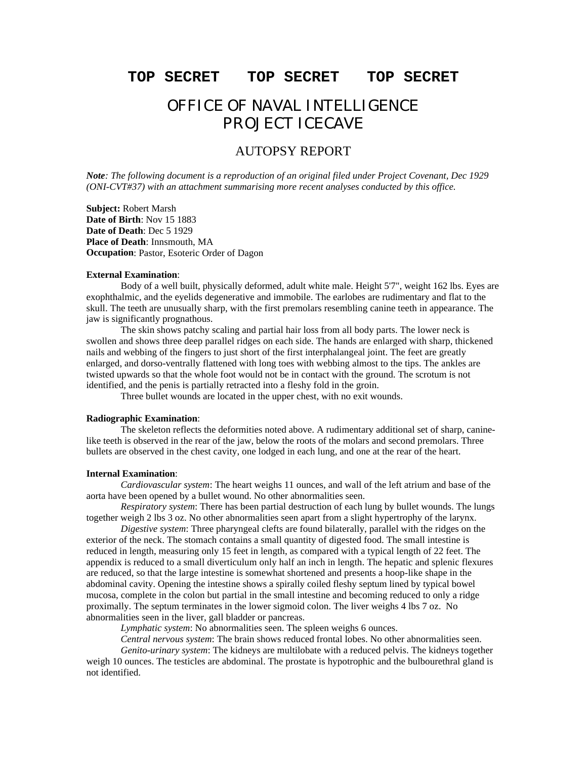**TOP SECRET TOP SECRET TOP SECRET**

# OFFICE OF NAVAL INTELLIGENCE
# PROJECT ICECAVE

## AUTOPSY REPORT

***Note**: The following document is a reproduction of an original filed under Project Covenant, Dec 1929 (ONI-CVT#37) with an attachment summarising more recent analyses conducted by this office.*

**Subject:** Robert Marsh
**Date of Birth**: Nov 15 1883
**Date of Death**: Dec 5 1929
**Place of Death**: Innsmouth, MA
**Occupation**: Pastor, Esoteric Order of Dagon

**External Examination**:

Body of a well built, physically deformed, adult white male. Height 5'7", weight 162 lbs. Eyes are exophthalmic, and the eyelids degenerative and immobile. The earlobes are rudimentary and flat to the skull. The teeth are unusually sharp, with the first premolars resembling canine teeth in appearance. The jaw is significantly prognathous.

The skin shows patchy scaling and partial hair loss from all body parts. The lower neck is swollen and shows three deep parallel ridges on each side. The hands are enlarged with sharp, thickened nails and webbing of the fingers to just short of the first interphalangeal joint. The feet are greatly enlarged, and dorso-ventrally flattened with long toes with webbing almost to the tips. The ankles are twisted upwards so that the whole foot would not be in contact with the ground. The scrotum is not identified, and the penis is partially retracted into a fleshy fold in the groin.

Three bullet wounds are located in the upper chest, with no exit wounds.

**Radiographic Examination**:

The skeleton reflects the deformities noted above. A rudimentary additional set of sharp, canine-like teeth is observed in the rear of the jaw, below the roots of the molars and second premolars. Three bullets are observed in the chest cavity, one lodged in each lung, and one at the rear of the heart.

**Internal Examination**:

*Cardiovascular system*: The heart weighs 11 ounces, and wall of the left atrium and base of the aorta have been opened by a bullet wound. No other abnormalities seen.

*Respiratory system*: There has been partial destruction of each lung by bullet wounds. The lungs together weigh 2 lbs 3 oz. No other abnormalities seen apart from a slight hypertrophy of the larynx.

*Digestive system*: Three pharyngeal clefts are found bilaterally, parallel with the ridges on the exterior of the neck. The stomach contains a small quantity of digested food. The small intestine is reduced in length, measuring only 15 feet in length, as compared with a typical length of 22 feet. The appendix is reduced to a small diverticulum only half an inch in length. The hepatic and splenic flexures are reduced, so that the large intestine is somewhat shortened and presents a hoop-like shape in the abdominal cavity. Opening the intestine shows a spirally coiled fleshy septum lined by typical bowel mucosa, complete in the colon but partial in the small intestine and becoming reduced to only a ridge proximally. The septum terminates in the lower sigmoid colon. The liver weighs 4 lbs 7 oz. No abnormalities seen in the liver, gall bladder or pancreas.

*Lymphatic system*: No abnormalities seen. The spleen weighs 6 ounces.

*Central nervous system*: The brain shows reduced frontal lobes. No other abnormalities seen.

*Genito-urinary system*: The kidneys are multilobate with a reduced pelvis. The kidneys together weigh 10 ounces. The testicles are abdominal. The prostate is hypotrophic and the bulbourethral gland is not identified.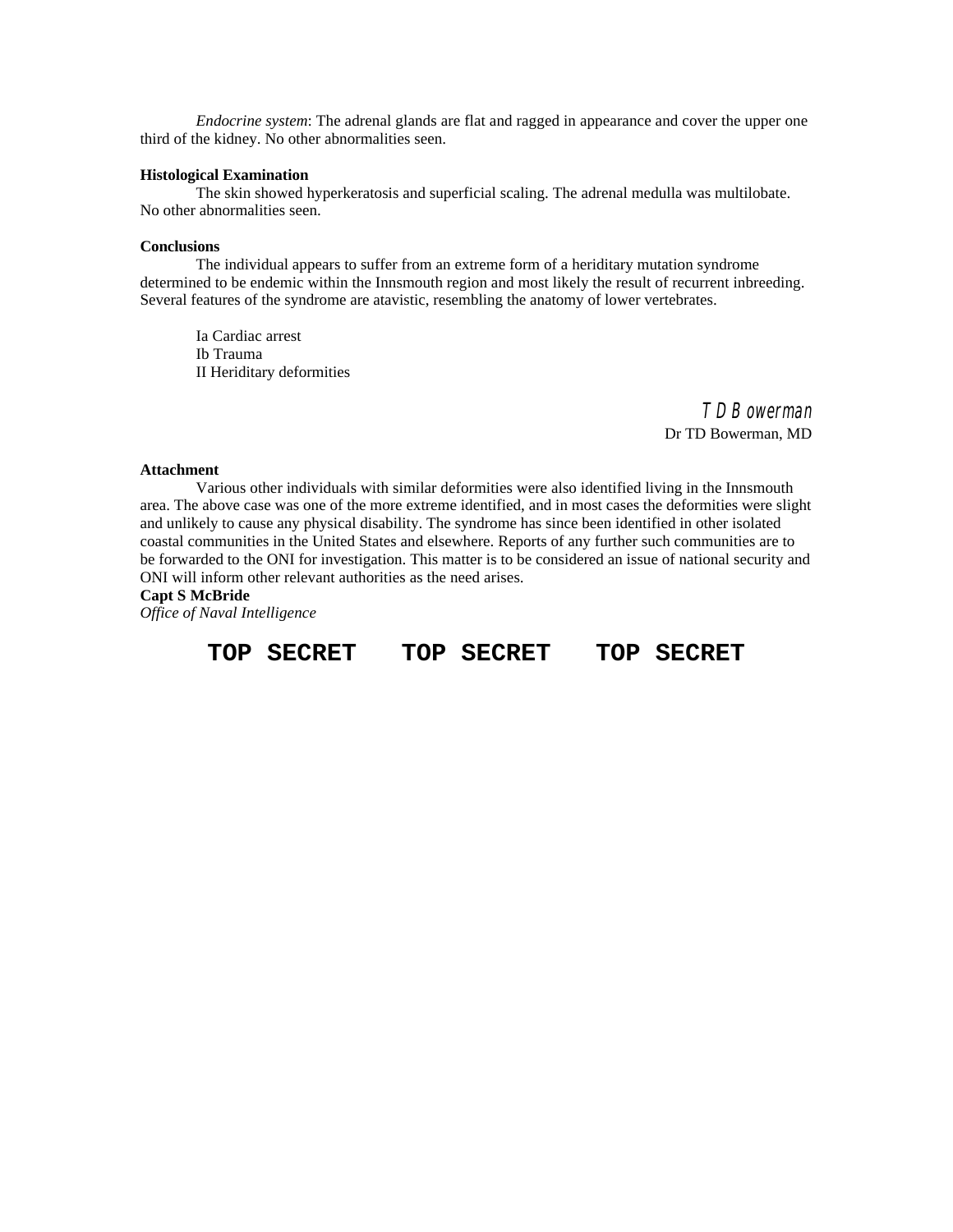*Endocrine system*: The adrenal glands are flat and ragged in appearance and cover the upper one third of the kidney. No other abnormalities seen.

**Histological Examination**

The skin showed hyperkeratosis and superficial scaling. The adrenal medulla was multilobate. No other abnormalities seen.

**Conclusions**

The individual appears to suffer from an extreme form of a heriditary mutation syndrome determined to be endemic within the Innsmouth region and most likely the result of recurrent inbreeding. Several features of the syndrome are atavistic, resembling the anatomy of lower vertebrates.

Ia Cardiac arrest
Ib Trauma
II Heriditary deformities

*T D Bowerman*
Dr TD Bowerman, MD

**Attachment**

Various other individuals with similar deformities were also identified living in the Innsmouth area. The above case was one of the more extreme identified, and in most cases the deformities were slight and unlikely to cause any physical disability. The syndrome has since been identified in other isolated coastal communities in the United States and elsewhere. Reports of any further such communities are to be forwarded to the ONI for investigation. This matter is to be considered an issue of national security and ONI will inform other relevant authorities as the need arises.

**Capt S McBride**
*Office of Naval Intelligence*

**TOP SECRET TOP SECRET TOP SECRET**